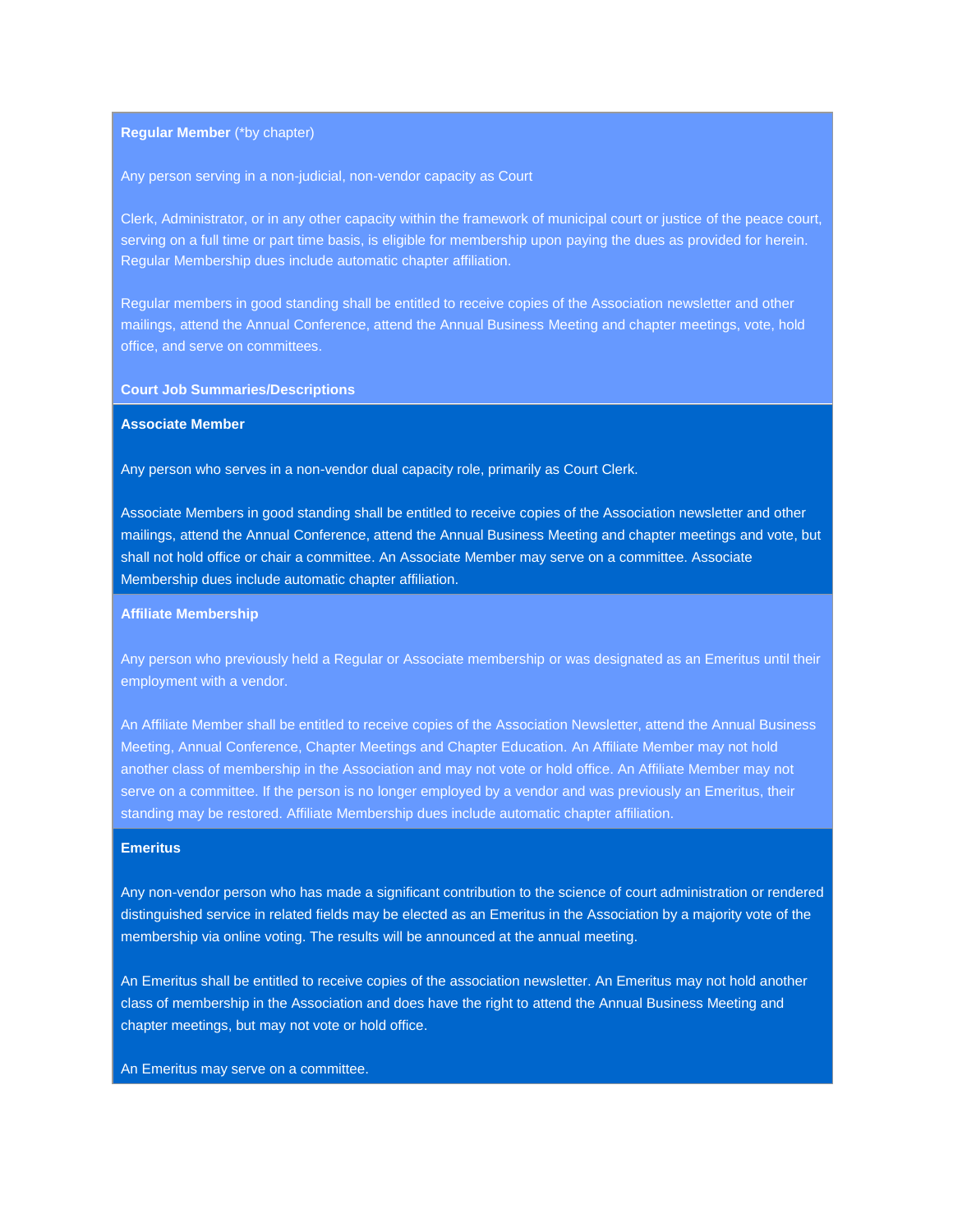**Regular Member** (*by chapter)

Any person serving in a non-judicial, non-vendor capacity as Court

Clerk, Administrator, or in any other capacity within the framework of municipal court or justice of the peace court, serving on a full time or part time basis, is eligible for membership upon paying the dues as provided for herein. Regular Membership dues include automatic chapter affiliation.

Regular members in good standing shall be entitled to receive copies of the Association newsletter and other mailings, attend the Annual Conference, attend the Annual Business Meeting and chapter meetings, vote, hold office, and serve on committees.

**Court Job Summaries/Descriptions**

**Associate Member**

Any person who serves in a non-vendor dual capacity role, primarily as Court Clerk.

Associate Members in good standing shall be entitled to receive copies of the Association newsletter and other mailings, attend the Annual Conference, attend the Annual Business Meeting and chapter meetings and vote, but shall not hold office or chair a committee. An Associate Member may serve on a committee. Associate Membership dues include automatic chapter affiliation.

**Affiliate Membership**

Any person who previously held a Regular or Associate membership or was designated as an Emeritus until their employment with a vendor.

An Affiliate Member shall be entitled to receive copies of the Association Newsletter, attend the Annual Business Meeting, Annual Conference, Chapter Meetings and Chapter Education. An Affiliate Member may not hold another class of membership in the Association and may not vote or hold office. An Affiliate Member may not serve on a committee. If the person is no longer employed by a vendor and was previously an Emeritus, their standing may be restored. Affiliate Membership dues include automatic chapter affiliation.

**Emeritus**

Any non-vendor person who has made a significant contribution to the science of court administration or rendered distinguished service in related fields may be elected as an Emeritus in the Association by a majority vote of the membership via online voting. The results will be announced at the annual meeting.

An Emeritus shall be entitled to receive copies of the association newsletter. An Emeritus may not hold another class of membership in the Association and does have the right to attend the Annual Business Meeting and chapter meetings, but may not vote or hold office.

An Emeritus may serve on a committee.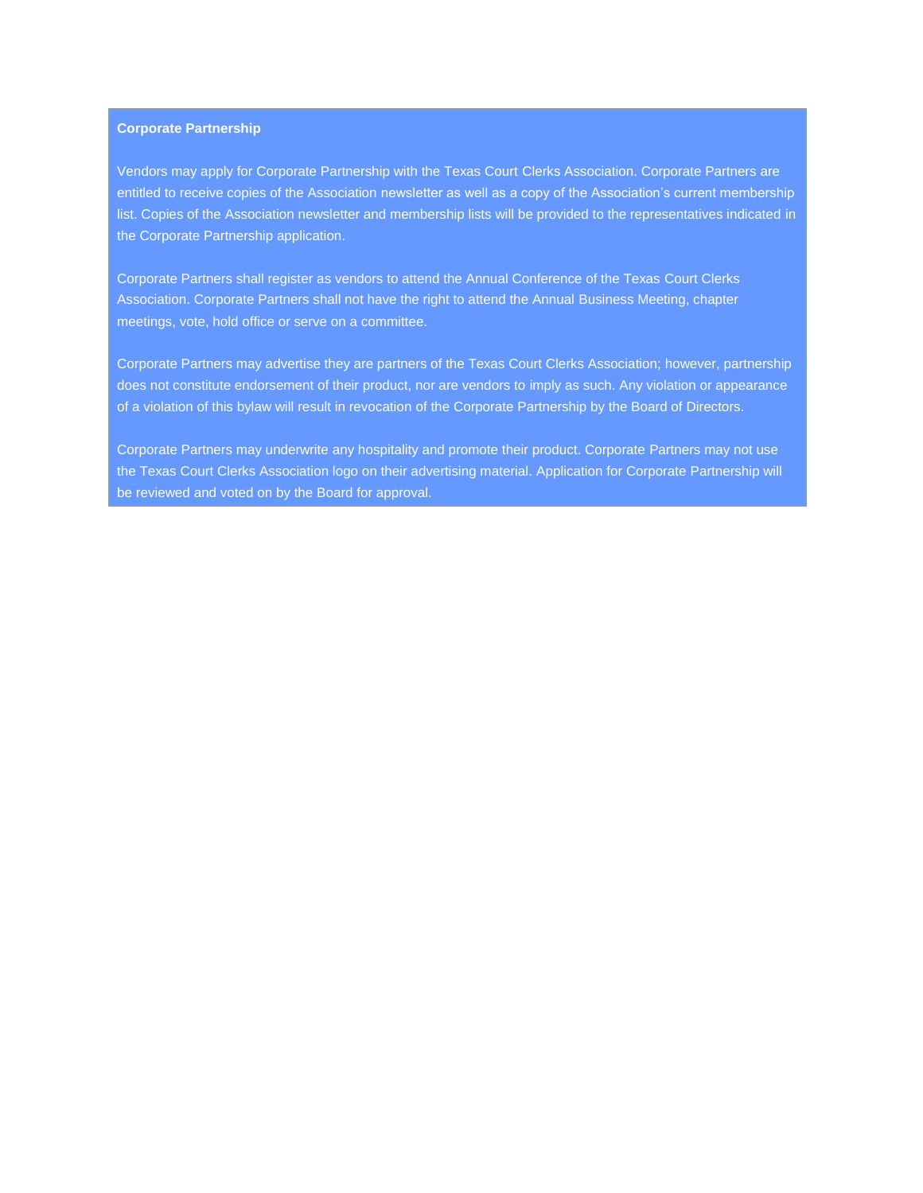**Corporate Partnership**

Vendors may apply for Corporate Partnership with the Texas Court Clerks Association. Corporate Partners are entitled to receive copies of the Association newsletter as well as a copy of the Association's current membership list. Copies of the Association newsletter and membership lists will be provided to the representatives indicated in the Corporate Partnership application.

Corporate Partners shall register as vendors to attend the Annual Conference of the Texas Court Clerks Association. Corporate Partners shall not have the right to attend the Annual Business Meeting, chapter meetings, vote, hold office or serve on a committee.

Corporate Partners may advertise they are partners of the Texas Court Clerks Association; however, partnership does not constitute endorsement of their product, nor are vendors to imply as such. Any violation or appearance of a violation of this bylaw will result in revocation of the Corporate Partnership by the Board of Directors.

Corporate Partners may underwrite any hospitality and promote their product. Corporate Partners may not use the Texas Court Clerks Association logo on their advertising material. Application for Corporate Partnership will be reviewed and voted on by the Board for approval.